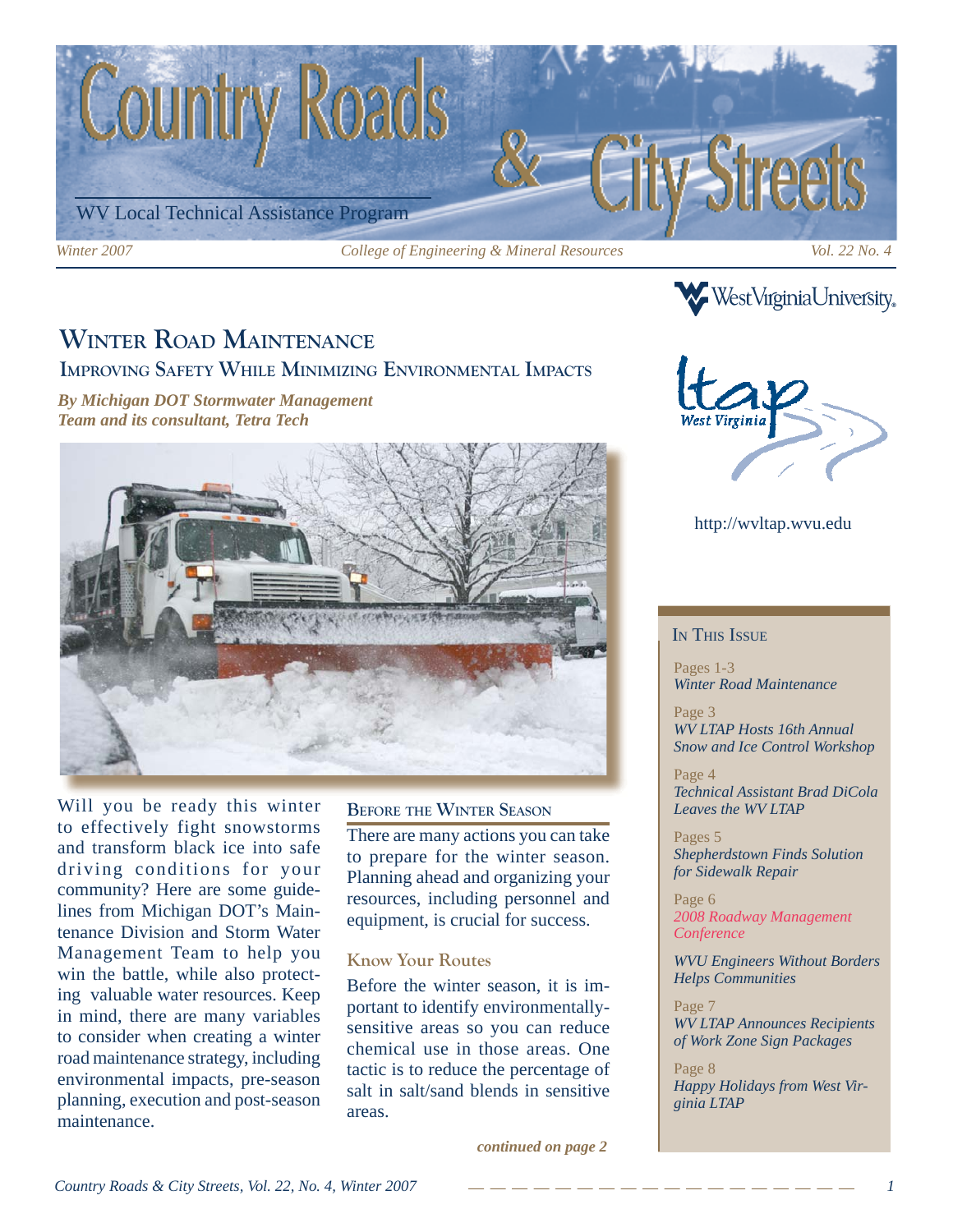# Country Roads & City Streets

WV Local Technical Assistance Program

*Winter 2007* — *College of Engineering & Mineral Resources* — *Vol. 22 No. 4*

West Virginia University

ltap West Virginia

http://wvltap.wvu.edu

## In This Issue

Pages 1-3
*Winter Road Maintenance*

Page 3
*WV LTAP Hosts 16th Annual Snow and Ice Control Workshop*

Page 4
*Technical Assistant Brad DiCola Leaves the WV LTAP*

Pages 5
*Shepherdstown Finds Solution for Sidewalk Repair*

Page 6
*2008 Roadway Management Conference*

*WVU Engineers Without Borders Helps Communities*

Page 7
*WV LTAP Announces Recipients of Work Zone Sign Packages*

Page 8
*Happy Holidays from West Virginia LTAP*

# Winter Road Maintenance

## Improving Safety While Minimizing Environmental Impacts

***By Michigan DOT Stormwater Management Team and its consultant, Tetra Tech***

Will you be ready this winter to effectively fight snowstorms and transform black ice into safe driving conditions for your community? Here are some guidelines from Michigan DOT's Maintenance Division and Storm Water Management Team to help you win the battle, while also protecting valuable water resources. Keep in mind, there are many variables to consider when creating a winter road maintenance strategy, including environmental impacts, pre-season planning, execution and post-season maintenance.

### Before the Winter Season

There are many actions you can take to prepare for the winter season. Planning ahead and organizing your resources, including personnel and equipment, is crucial for success.

#### Know Your Routes

Before the winter season, it is important to identify environmentally-sensitive areas so you can reduce chemical use in those areas. One tactic is to reduce the percentage of salt in salt/sand blends in sensitive areas.

***continued on page 2***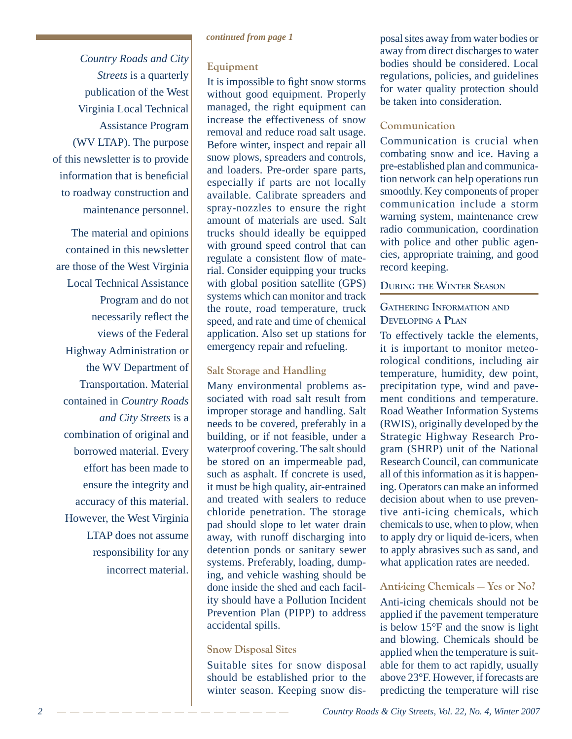*Country Roads and City Streets* is a quarterly publication of the West Virginia Local Technical Assistance Program (WV LTAP). The purpose of this newsletter is to provide information that is beneficial to roadway construction and maintenance personnel.

The material and opinions contained in this newsletter are those of the West Virginia Local Technical Assistance Program and do not necessarily reflect the views of the Federal Highway Administration or the WV Department of Transportation. Material contained in *Country Roads and City Streets* is a combination of original and borrowed material. Every effort has been made to ensure the integrity and accuracy of this material. However, the West Virginia LTAP does not assume responsibility for any incorrect material.

***continued from page 1***

### Equipment

It is impossible to fight snow storms without good equipment. Properly managed, the right equipment can increase the effectiveness of snow removal and reduce road salt usage. Before winter, inspect and repair all snow plows, spreaders and controls, and loaders. Pre-order spare parts, especially if parts are not locally available. Calibrate spreaders and spray-nozzles to ensure the right amount of materials are used. Salt trucks should ideally be equipped with ground speed control that can regulate a consistent flow of material. Consider equipping your trucks with global position satellite (GPS) systems which can monitor and track the route, road temperature, truck speed, and rate and time of chemical application. Also set up stations for emergency repair and refueling.

### Salt Storage and Handling

Many environmental problems associated with road salt result from improper storage and handling. Salt needs to be covered, preferably in a building, or if not feasible, under a waterproof covering. The salt should be stored on an impermeable pad, such as asphalt. If concrete is used, it must be high quality, air-entrained and treated with sealers to reduce chloride penetration. The storage pad should slope to let water drain away, with runoff discharging into detention ponds or sanitary sewer systems. Preferably, loading, dumping, and vehicle washing should be done inside the shed and each facility should have a Pollution Incident Prevention Plan (PIPP) to address accidental spills.

### Snow Disposal Sites

Suitable sites for snow disposal should be established prior to the winter season. Keeping snow disposal sites away from water bodies or away from direct discharges to water bodies should be considered. Local regulations, policies, and guidelines for water quality protection should be taken into consideration.

### Communication

Communication is crucial when combating snow and ice. Having a pre-established plan and communication network can help operations run smoothly. Key components of proper communication include a storm warning system, maintenance crew radio communication, coordination with police and other public agencies, appropriate training, and good record keeping.

## During the Winter Season

### Gathering Information and Developing a Plan

To effectively tackle the elements, it is important to monitor meteorological conditions, including air temperature, humidity, dew point, precipitation type, wind and pavement conditions and temperature. Road Weather Information Systems (RWIS), originally developed by the Strategic Highway Research Program (SHRP) unit of the National Research Council, can communicate all of this information as it is happening. Operators can make an informed decision about when to use preventive anti-icing chemicals, which chemicals to use, when to plow, when to apply dry or liquid de-icers, when to apply abrasives such as sand, and what application rates are needed.

### Anti-icing Chemicals — Yes or No?

Anti-icing chemicals should not be applied if the pavement temperature is below 15°F and the snow is light and blowing. Chemicals should be applied when the temperature is suitable for them to act rapidly, usually above 23°F. However, if forecasts are predicting the temperature will rise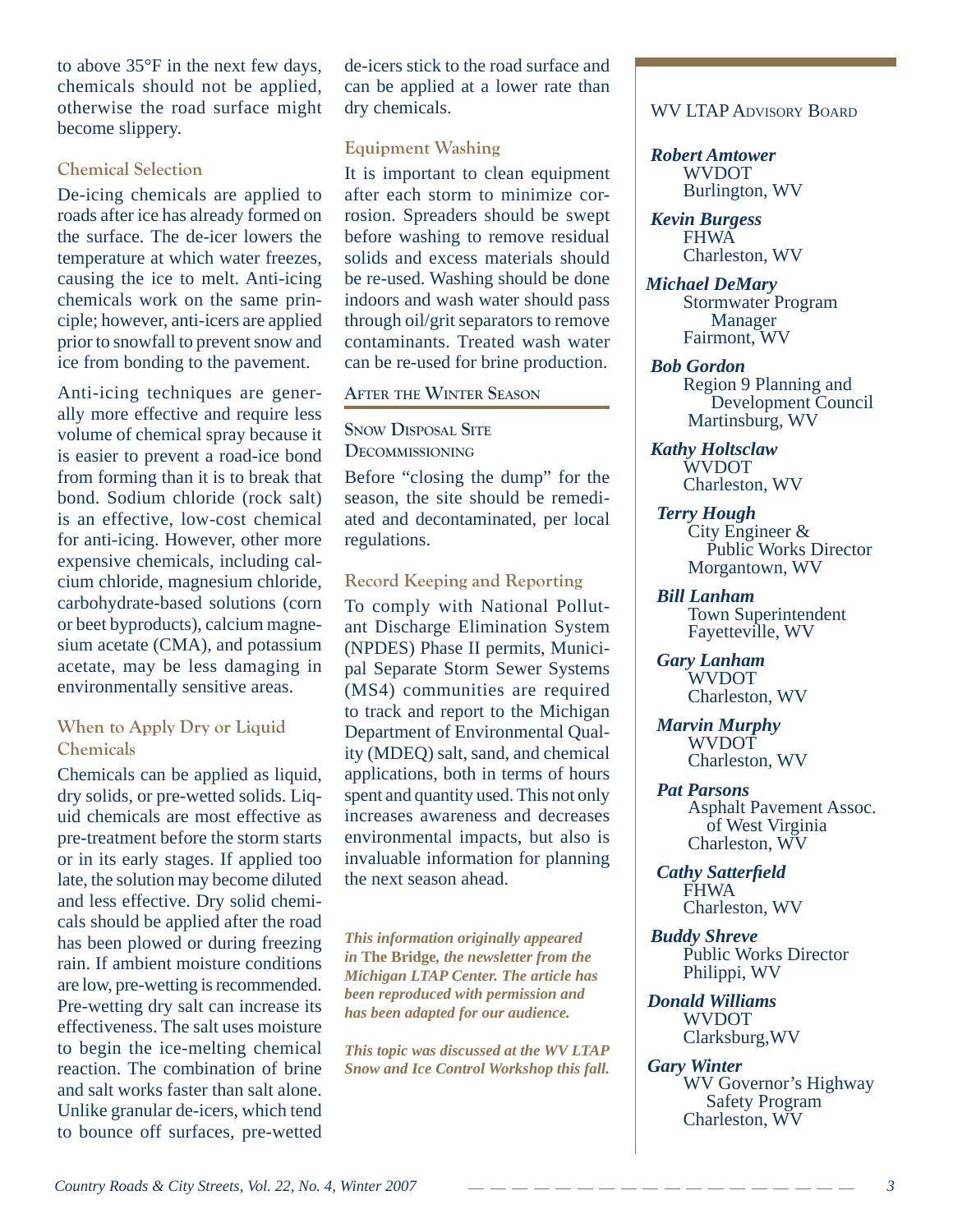to above 35°F in the next few days, chemicals should not be applied, otherwise the road surface might become slippery.

### Chemical Selection

De-icing chemicals are applied to roads after ice has already formed on the surface. The de-icer lowers the temperature at which water freezes, causing the ice to melt. Anti-icing chemicals work on the same principle; however, anti-icers are applied prior to snowfall to prevent snow and ice from bonding to the pavement.

Anti-icing techniques are generally more effective and require less volume of chemical spray because it is easier to prevent a road-ice bond from forming than it is to break that bond. Sodium chloride (rock salt) is an effective, low-cost chemical for anti-icing. However, other more expensive chemicals, including calcium chloride, magnesium chloride, carbohydrate-based solutions (corn or beet byproducts), calcium magnesium acetate (CMA), and potassium acetate, may be less damaging in environmentally sensitive areas.

### When to Apply Dry or Liquid Chemicals

Chemicals can be applied as liquid, dry solids, or pre-wetted solids. Liquid chemicals are most effective as pre-treatment before the storm starts or in its early stages. If applied too late, the solution may become diluted and less effective. Dry solid chemicals should be applied after the road has been plowed or during freezing rain. If ambient moisture conditions are low, pre-wetting is recommended. Pre-wetting dry salt can increase its effectiveness. The salt uses moisture to begin the ice-melting chemical reaction. The combination of brine and salt works faster than salt alone. Unlike granular de-icers, which tend to bounce off surfaces, pre-wetted de-icers stick to the road surface and can be applied at a lower rate than dry chemicals.

### Equipment Washing

It is important to clean equipment after each storm to minimize corrosion. Spreaders should be swept before washing to remove residual solids and excess materials should be re-used. Washing should be done indoors and wash water should pass through oil/grit separators to remove contaminants. Treated wash water can be re-used for brine production.

## After the Winter Season

### Snow Disposal Site Decommissioning

Before "closing the dump" for the season, the site should be remediated and decontaminated, per local regulations.

### Record Keeping and Reporting

To comply with National Pollutant Discharge Elimination System (NPDES) Phase II permits, Municipal Separate Storm Sewer Systems (MS4) communities are required to track and report to the Michigan Department of Environmental Quality (MDEQ) salt, sand, and chemical applications, both in terms of hours spent and quantity used. This not only increases awareness and decreases environmental impacts, but also is invaluable information for planning the next season ahead.

***This information originally appeared in* The Bridge*, the newsletter from the Michigan LTAP Center. The article has been reproduced with permission and has been adapted for our audience.***

***This topic was discussed at the WV LTAP Snow and Ice Control Workshop this fall.***

## WV LTAP Advisory Board

***Robert Amtower***
WVDOT
Burlington, WV

***Kevin Burgess***
FHWA
Charleston, WV

***Michael DeMary***
Stormwater Program Manager
Fairmont, WV

***Bob Gordon***
Region 9 Planning and Development Council
Martinsburg, WV

***Kathy Holtsclaw***
WVDOT
Charleston, WV

***Terry Hough***
City Engineer & Public Works Director
Morgantown, WV

***Bill Lanham***
Town Superintendent
Fayetteville, WV

***Gary Lanham***
WVDOT
Charleston, WV

***Marvin Murphy***
WVDOT
Charleston, WV

***Pat Parsons***
Asphalt Pavement Assoc. of West Virginia
Charleston, WV

***Cathy Satterfield***
FHWA
Charleston, WV

***Buddy Shreve***
Public Works Director
Philippi, WV

***Donald Williams***
WVDOT
Clarksburg,WV

***Gary Winter***
WV Governor's Highway Safety Program
Charleston, WV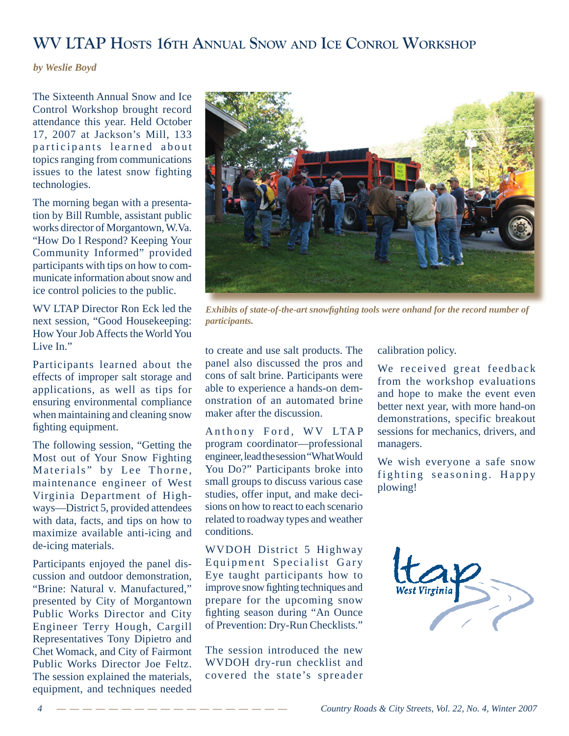# WV LTAP Hosts 16th Annual Snow and Ice Conrol Workshop

*by Weslie Boyd*

The Sixteenth Annual Snow and Ice Control Workshop brought record attendance this year. Held October 17, 2007 at Jackson's Mill, 133 participants learned about topics ranging from communications issues to the latest snow fighting technologies.

The morning began with a presentation by Bill Rumble, assistant public works director of Morgantown, W.Va. "How Do I Respond? Keeping Your Community Informed" provided participants with tips on how to communicate information about snow and ice control policies to the public.

WV LTAP Director Ron Eck led the next session, "Good Housekeeping: How Your Job Affects the World You Live In."

Participants learned about the effects of improper salt storage and applications, as well as tips for ensuring environmental compliance when maintaining and cleaning snow fighting equipment.

The following session, "Getting the Most out of Your Snow Fighting Materials" by Lee Thorne, maintenance engineer of West Virginia Department of Highways—District 5, provided attendees with data, facts, and tips on how to maximize available anti-icing and de-icing materials.

Participants enjoyed the panel discussion and outdoor demonstration, "Brine: Natural v. Manufactured," presented by City of Morgantown Public Works Director and City Engineer Terry Hough, Cargill Representatives Tony Dipietro and Chet Womack, and City of Fairmont Public Works Director Joe Feltz. The session explained the materials, equipment, and techniques needed to create and use salt products. The panel also discussed the pros and cons of salt brine. Participants were able to experience a hands-on demonstration of an automated brine maker after the discussion.

*Exhibits of state-of-the-art snowfighting tools were onhand for the record number of participants.*

Anthony Ford, WV LTAP program coordinator—professional engineer, lead the session "What Would You Do?" Participants broke into small groups to discuss various case studies, offer input, and make decisions on how to react to each scenario related to roadway types and weather conditions.

WVDOH District 5 Highway Equipment Specialist Gary Eye taught participants how to improve snow fighting techniques and prepare for the upcoming snow fighting season during "An Ounce of Prevention: Dry-Run Checklists."

The session introduced the new WVDOH dry-run checklist and covered the state's spreader calibration policy.

We received great feedback from the workshop evaluations and hope to make the event even better next year, with more hand-on demonstrations, specific breakout sessions for mechanics, drivers, and managers.

We wish everyone a safe snow fighting seasoning. Happy plowing!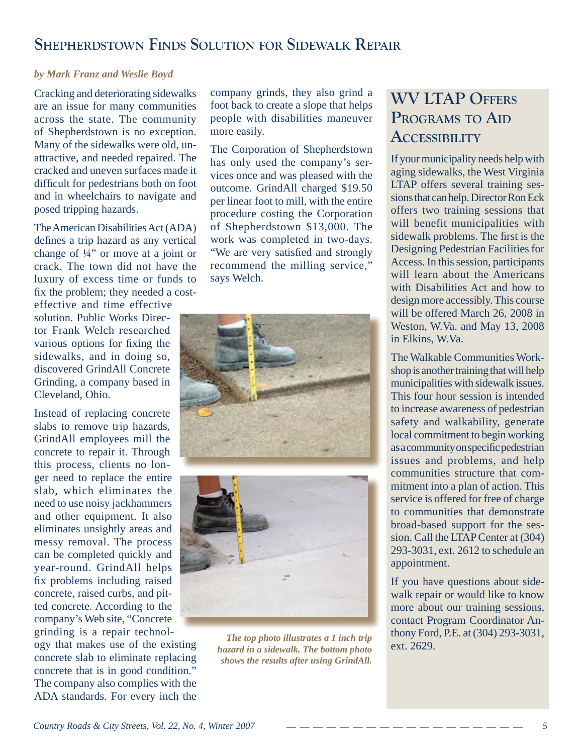## Shepherdstown Finds Solution for Sidewalk Repair

*by Mark Franz and Weslie Boyd*

Cracking and deteriorating sidewalks are an issue for many communities across the state. The community of Shepherdstown is no exception. Many of the sidewalks were old, unattractive, and needed repaired. The cracked and uneven surfaces made it difficult for pedestrians both on foot and in wheelchairs to navigate and posed tripping hazards.

The American Disabilities Act (ADA) defines a trip hazard as any vertical change of ¼" or move at a joint or crack. The town did not have the luxury of excess time or funds to fix the problem; they needed a cost-effective and time effective solution. Public Works Director Frank Welch researched various options for fixing the sidewalks, and in doing so, discovered GrindAll Concrete Grinding, a company based in Cleveland, Ohio.

Instead of replacing concrete slabs to remove trip hazards, GrindAll employees mill the concrete to repair it. Through this process, clients no longer need to replace the entire slab, which eliminates the need to use noisy jackhammers and other equipment. It also eliminates unsightly areas and messy removal. The process can be completed quickly and year-round. GrindAll helps fix problems including raised concrete, raised curbs, and pitted concrete. According to the company's Web site, "Concrete grinding is a repair technology that makes use of the existing concrete slab to eliminate replacing concrete that is in good condition." The company also complies with the ADA standards. For every inch the company grinds, they also grind a foot back to create a slope that helps people with disabilities maneuver more easily.

The Corporation of Shepherdstown has only used the company's services once and was pleased with the outcome. GrindAll charged $19.50 per linear foot to mill, with the entire procedure costing the Corporation of Shepherdstown $13,000. The work was completed in two-days. "We are very satisfied and strongly recommend the milling service," says Welch.

***The top photo illustrates a 1 inch trip hazard in a sidewalk. The bottom photo shows the results after using GrindAll.***

## WV LTAP Offers Programs to Aid Accessibility

If your municipality needs help with aging sidewalks, the West Virginia LTAP offers several training sessions that can help. Director Ron Eck offers two training sessions that will benefit municipalities with sidewalk problems. The first is the Designing Pedestrian Facilities for Access. In this session, participants will learn about the Americans with Disabilities Act and how to design more accessibly. This course will be offered March 26, 2008 in Weston, W.Va. and May 13, 2008 in Elkins, W.Va.

The Walkable Communities Workshop is another training that will help municipalities with sidewalk issues. This four hour session is intended to increase awareness of pedestrian safety and walkability, generate local commitment to begin working as a community on specific pedestrian issues and problems, and help communities structure that commitment into a plan of action. This service is offered for free of charge to communities that demonstrate broad-based support for the session. Call the LTAP Center at (304) 293-3031, ext. 2612 to schedule an appointment.

If you have questions about sidewalk repair or would like to know more about our training sessions, contact Program Coordinator Anthony Ford, P.E. at (304) 293-3031, ext. 2629.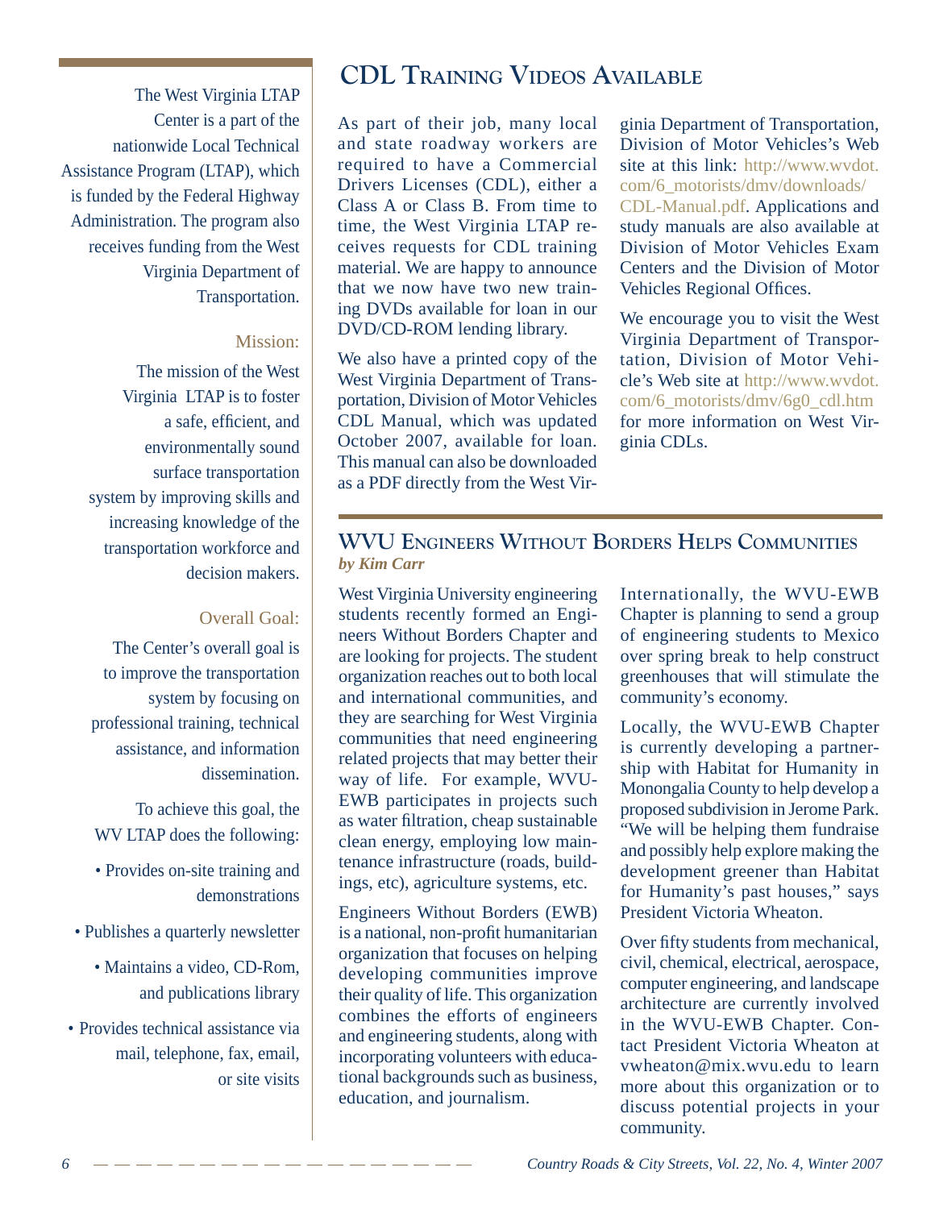The West Virginia LTAP Center is a part of the nationwide Local Technical Assistance Program (LTAP), which is funded by the Federal Highway Administration. The program also receives funding from the West Virginia Department of Transportation.

**Mission:**

The mission of the West Virginia LTAP is to foster a safe, efficient, and environmentally sound surface transportation system by improving skills and increasing knowledge of the transportation workforce and decision makers.

**Overall Goal:**

The Center's overall goal is to improve the transportation system by focusing on professional training, technical assistance, and information dissemination.

To achieve this goal, the WV LTAP does the following:

- Provides on-site training and demonstrations
- Publishes a quarterly newsletter
- Maintains a video, CD-Rom, and publications library
- Provides technical assistance via mail, telephone, fax, email, or site visits

## CDL Training Videos Available

As part of their job, many local and state roadway workers are required to have a Commercial Drivers Licenses (CDL), either a Class A or Class B. From time to time, the West Virginia LTAP receives requests for CDL training material. We are happy to announce that we now have two new training DVDs available for loan in our DVD/CD-ROM lending library.

We also have a printed copy of the West Virginia Department of Transportation, Division of Motor Vehicles CDL Manual, which was updated October 2007, available for loan. This manual can also be downloaded as a PDF directly from the West Virginia Department of Transportation, Division of Motor Vehicles's Web site at this link: http://www.wvdot.com/6_motorists/dmv/downloads/CDL-Manual.pdf. Applications and study manuals are also available at Division of Motor Vehicles Exam Centers and the Division of Motor Vehicles Regional Offices.

We encourage you to visit the West Virginia Department of Transportation, Division of Motor Vehicle's Web site at http://www.wvdot.com/6_motorists/dmv/6g0_cdl.htm for more information on West Virginia CDLs.

## WVU Engineers Without Borders Helps Communities

*by Kim Carr*

West Virginia University engineering students recently formed an Engineers Without Borders Chapter and are looking for projects. The student organization reaches out to both local and international communities, and they are searching for West Virginia communities that need engineering related projects that may better their way of life. For example, WVU-EWB participates in projects such as water filtration, cheap sustainable clean energy, employing low maintenance infrastructure (roads, buildings, etc), agriculture systems, etc.

Engineers Without Borders (EWB) is a national, non-profit humanitarian organization that focuses on helping developing communities improve their quality of life. This organization combines the efforts of engineers and engineering students, along with incorporating volunteers with educational backgrounds such as business, education, and journalism.

Internationally, the WVU-EWB Chapter is planning to send a group of engineering students to Mexico over spring break to help construct greenhouses that will stimulate the community's economy.

Locally, the WVU-EWB Chapter is currently developing a partnership with Habitat for Humanity in Monongalia County to help develop a proposed subdivision in Jerome Park. "We will be helping them fundraise and possibly help explore making the development greener than Habitat for Humanity's past houses," says President Victoria Wheaton.

Over fifty students from mechanical, civil, chemical, electrical, aerospace, computer engineering, and landscape architecture are currently involved in the WVU-EWB Chapter. Contact President Victoria Wheaton at vwheaton@mix.wvu.edu to learn more about this organization or to discuss potential projects in your community.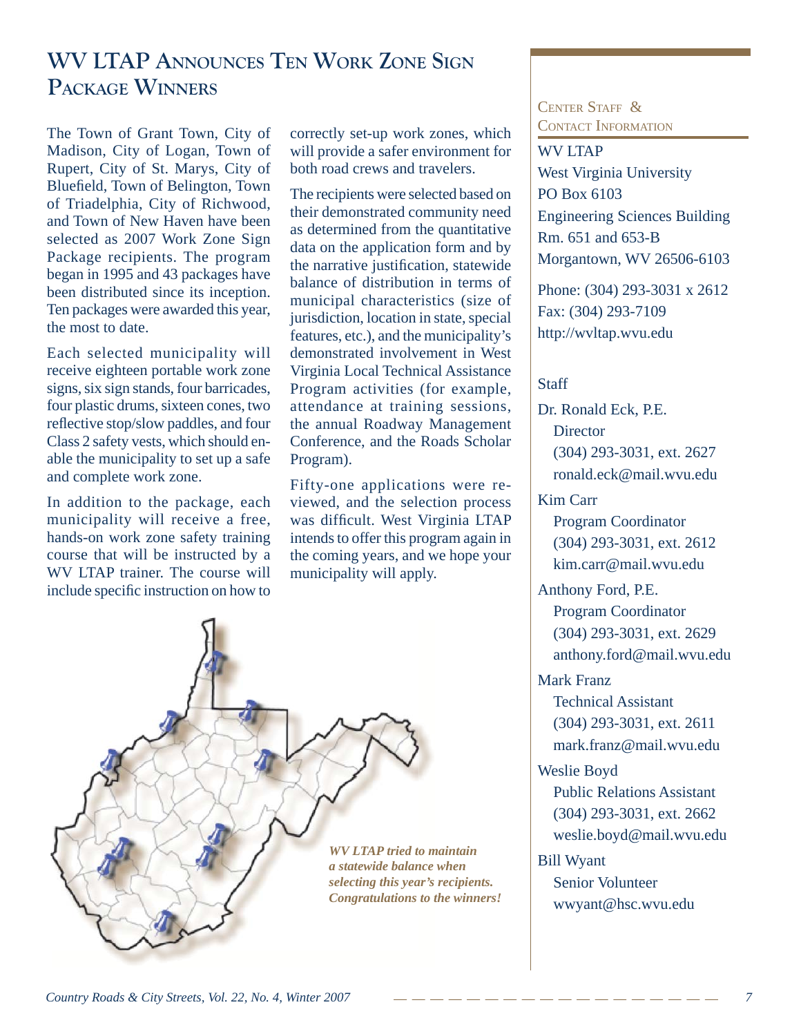# WV LTAP Announces Ten Work Zone Sign Package Winners

The Town of Grant Town, City of Madison, City of Logan, Town of Rupert, City of St. Marys, City of Bluefield, Town of Belington, Town of Triadelphia, City of Richwood, and Town of New Haven have been selected as 2007 Work Zone Sign Package recipients. The program began in 1995 and 43 packages have been distributed since its inception. Ten packages were awarded this year, the most to date.

Each selected municipality will receive eighteen portable work zone signs, six sign stands, four barricades, four plastic drums, sixteen cones, two reflective stop/slow paddles, and four Class 2 safety vests, which should enable the municipality to set up a safe and complete work zone.

In addition to the package, each municipality will receive a free, hands-on work zone safety training course that will be instructed by a WV LTAP trainer. The course will include specific instruction on how to correctly set-up work zones, which will provide a safer environment for both road crews and travelers.

The recipients were selected based on their demonstrated community need as determined from the quantitative data on the application form and by the narrative justification, statewide balance of distribution in terms of municipal characteristics (size of jurisdiction, location in state, special features, etc.), and the municipality's demonstrated involvement in West Virginia Local Technical Assistance Program activities (for example, attendance at training sessions, the annual Roadway Management Conference, and the Roads Scholar Program).

Fifty-one applications were reviewed, and the selection process was difficult. West Virginia LTAP intends to offer this program again in the coming years, and we hope your municipality will apply.

***WV LTAP tried to maintain a statewide balance when selecting this year's recipients. Congratulations to the winners!***

## Center Staff & Contact Information

WV LTAP
West Virginia University
PO Box 6103
Engineering Sciences Building
Rm. 651 and 653-B
Morgantown, WV 26506-6103

Phone: (304) 293-3031 x 2612
Fax: (304) 293-7109
http://wvltap.wvu.edu

Staff

Dr. Ronald Eck, P.E.
Director
(304) 293-3031, ext. 2627
ronald.eck@mail.wvu.edu

Kim Carr
Program Coordinator
(304) 293-3031, ext. 2612
kim.carr@mail.wvu.edu

Anthony Ford, P.E.
Program Coordinator
(304) 293-3031, ext. 2629
anthony.ford@mail.wvu.edu

Mark Franz
Technical Assistant
(304) 293-3031, ext. 2611
mark.franz@mail.wvu.edu

Weslie Boyd
Public Relations Assistant
(304) 293-3031, ext. 2662
weslie.boyd@mail.wvu.edu

Bill Wyant
Senior Volunteer
wwyant@hsc.wvu.edu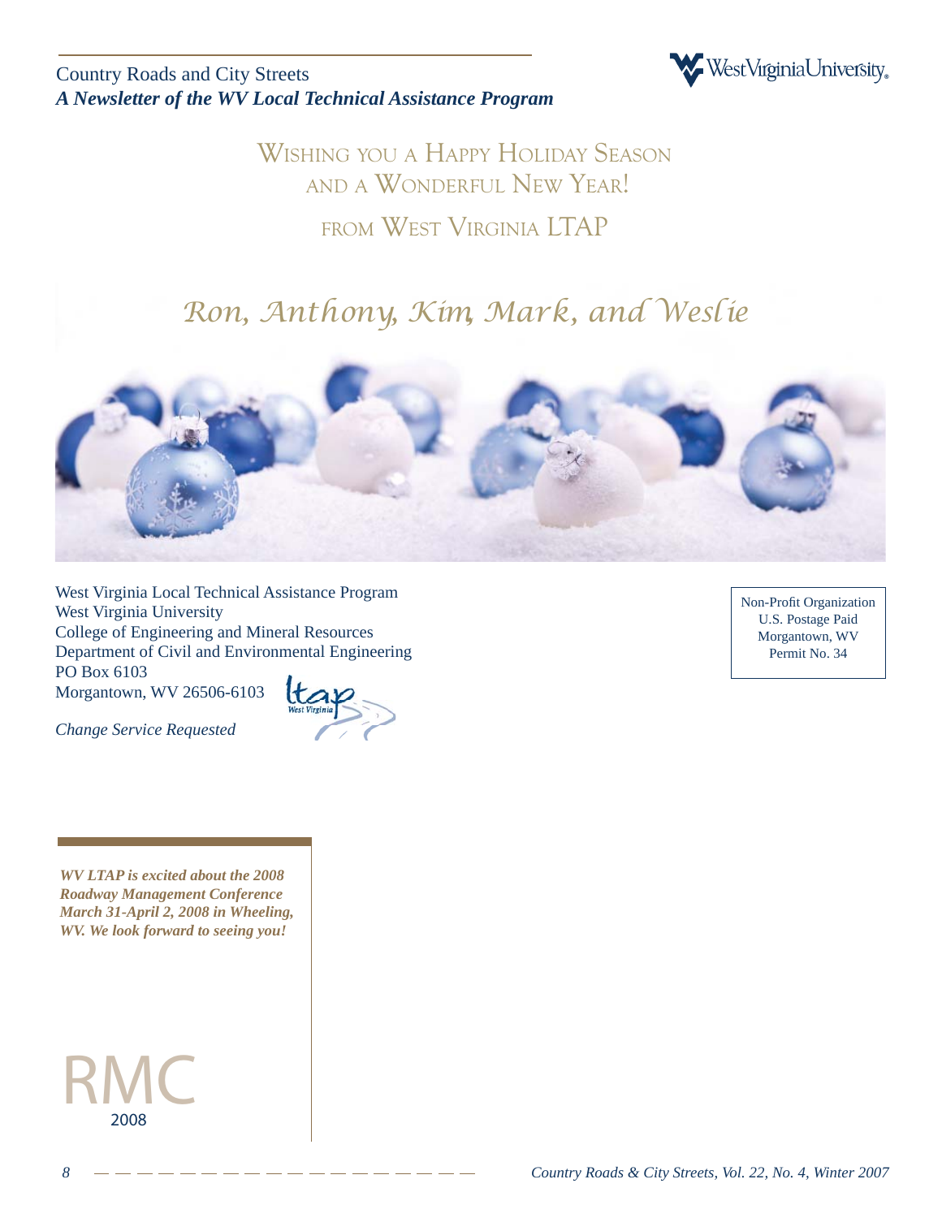Country Roads and City Streets

***A Newsletter of the WV Local Technical Assistance Program***

West Virginia University

# Wishing you a Happy Holiday Season and a Wonderful New Year!

## from West Virginia LTAP

*Ron, Anthony, Kim, Mark, and Weslie*

West Virginia Local Technical Assistance Program
West Virginia University
College of Engineering and Mineral Resources
Department of Civil and Environmental Engineering
PO Box 6103
Morgantown, WV 26506-6103

ltap West Virginia

*Change Service Requested*

Non-Profit Organization
U.S. Postage Paid
Morgantown, WV
Permit No. 34

***WV LTAP is excited about the 2008 Roadway Management Conference March 31-April 2, 2008 in Wheeling, WV. We look forward to seeing you!***

RMC
2008